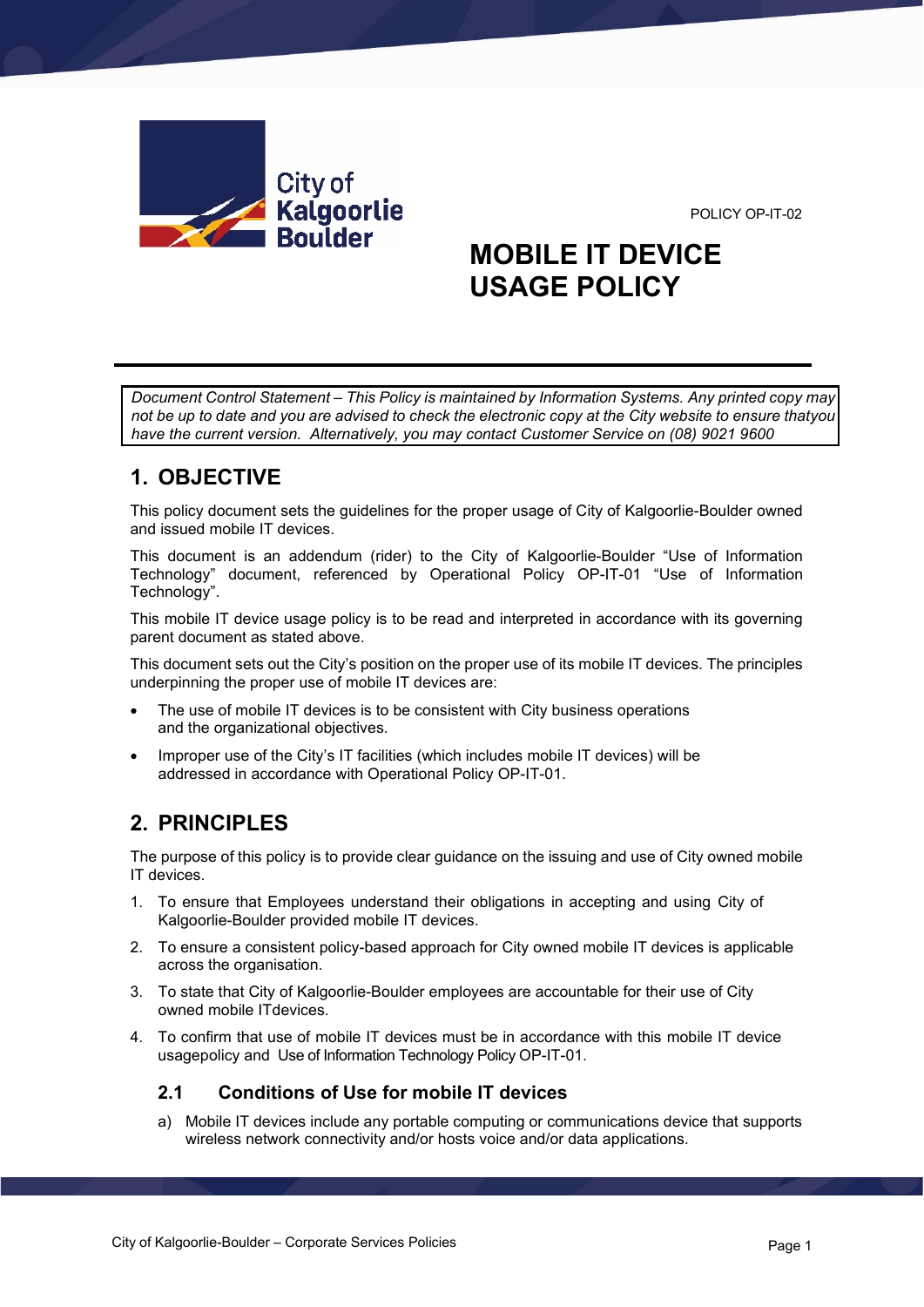City of Kalgoorlie Boulder

POLICY OP-IT-02

# MOBILE IT DEVICE USAGE POLICY

*Document Control Statement – This Policy is maintained by Information Systems. Any printed copy may not be up to date and you are advised to check the electronic copy at the City website to ensure thatyou have the current version. Alternatively, you may contact Customer Service on (08) 9021 9600*

## 1. OBJECTIVE

This policy document sets the guidelines for the proper usage of City of Kalgoorlie-Boulder owned and issued mobile IT devices.

This document is an addendum (rider) to the City of Kalgoorlie-Boulder "Use of Information Technology" document, referenced by Operational Policy OP-IT-01 "Use of Information Technology".

This mobile IT device usage policy is to be read and interpreted in accordance with its governing parent document as stated above.

This document sets out the City's position on the proper use of its mobile IT devices. The principles underpinning the proper use of mobile IT devices are:

- The use of mobile IT devices is to be consistent with City business operations and the organizational objectives.
- Improper use of the City's IT facilities (which includes mobile IT devices) will be addressed in accordance with Operational Policy OP-IT-01.

## 2. PRINCIPLES

The purpose of this policy is to provide clear guidance on the issuing and use of City owned mobile IT devices.

1. To ensure that Employees understand their obligations in accepting and using City of Kalgoorlie-Boulder provided mobile IT devices.
2. To ensure a consistent policy-based approach for City owned mobile IT devices is applicable across the organisation.
3. To state that City of Kalgoorlie-Boulder employees are accountable for their use of City owned mobile ITdevices.
4. To confirm that use of mobile IT devices must be in accordance with this mobile IT device usagepolicy and Use of Information Technology Policy OP-IT-01.

### 2.1 Conditions of Use for mobile IT devices

a) Mobile IT devices include any portable computing or communications device that supports wireless network connectivity and/or hosts voice and/or data applications.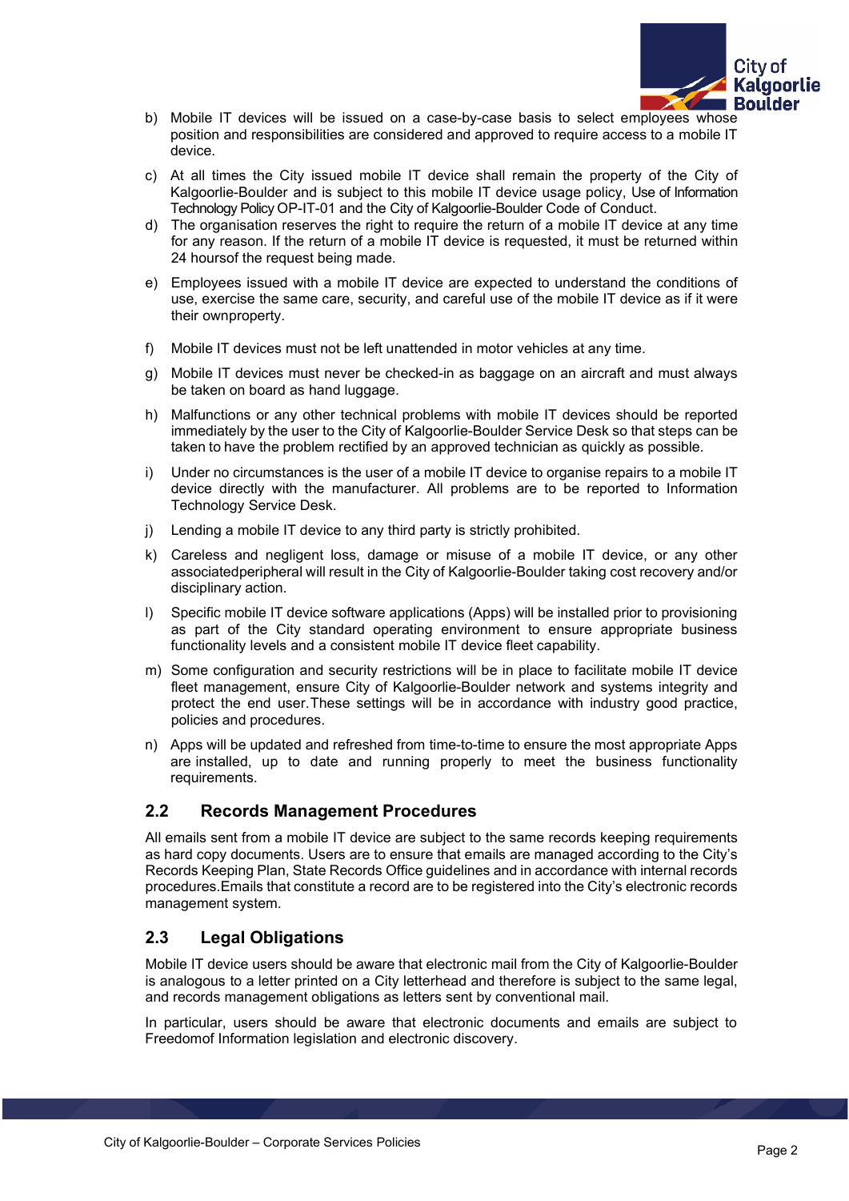b) Mobile IT devices will be issued on a case-by-case basis to select employees whose position and responsibilities are considered and approved to require access to a mobile IT device.

c) At all times the City issued mobile IT device shall remain the property of the City of Kalgoorlie-Boulder and is subject to this mobile IT device usage policy, Use of Information Technology Policy OP-IT-01 and the City of Kalgoorlie-Boulder Code of Conduct.

d) The organisation reserves the right to require the return of a mobile IT device at any time for any reason. If the return of a mobile IT device is requested, it must be returned within 24 hoursof the request being made.

e) Employees issued with a mobile IT device are expected to understand the conditions of use, exercise the same care, security, and careful use of the mobile IT device as if it were their ownproperty.

f) Mobile IT devices must not be left unattended in motor vehicles at any time.

g) Mobile IT devices must never be checked-in as baggage on an aircraft and must always be taken on board as hand luggage.

h) Malfunctions or any other technical problems with mobile IT devices should be reported immediately by the user to the City of Kalgoorlie-Boulder Service Desk so that steps can be taken to have the problem rectified by an approved technician as quickly as possible.

i) Under no circumstances is the user of a mobile IT device to organise repairs to a mobile IT device directly with the manufacturer. All problems are to be reported to Information Technology Service Desk.

j) Lending a mobile IT device to any third party is strictly prohibited.

k) Careless and negligent loss, damage or misuse of a mobile IT device, or any other associatedperipheral will result in the City of Kalgoorlie-Boulder taking cost recovery and/or disciplinary action.

l) Specific mobile IT device software applications (Apps) will be installed prior to provisioning as part of the City standard operating environment to ensure appropriate business functionality levels and a consistent mobile IT device fleet capability.

m) Some configuration and security restrictions will be in place to facilitate mobile IT device fleet management, ensure City of Kalgoorlie-Boulder network and systems integrity and protect the end user.These settings will be in accordance with industry good practice, policies and procedures.

n) Apps will be updated and refreshed from time-to-time to ensure the most appropriate Apps are installed, up to date and running properly to meet the business functionality requirements.

## 2.2 Records Management Procedures

All emails sent from a mobile IT device are subject to the same records keeping requirements as hard copy documents. Users are to ensure that emails are managed according to the City's Records Keeping Plan, State Records Office guidelines and in accordance with internal records procedures.Emails that constitute a record are to be registered into the City's electronic records management system.

## 2.3 Legal Obligations

Mobile IT device users should be aware that electronic mail from the City of Kalgoorlie-Boulder is analogous to a letter printed on a City letterhead and therefore is subject to the same legal, and records management obligations as letters sent by conventional mail.

In particular, users should be aware that electronic documents and emails are subject to Freedomof Information legislation and electronic discovery.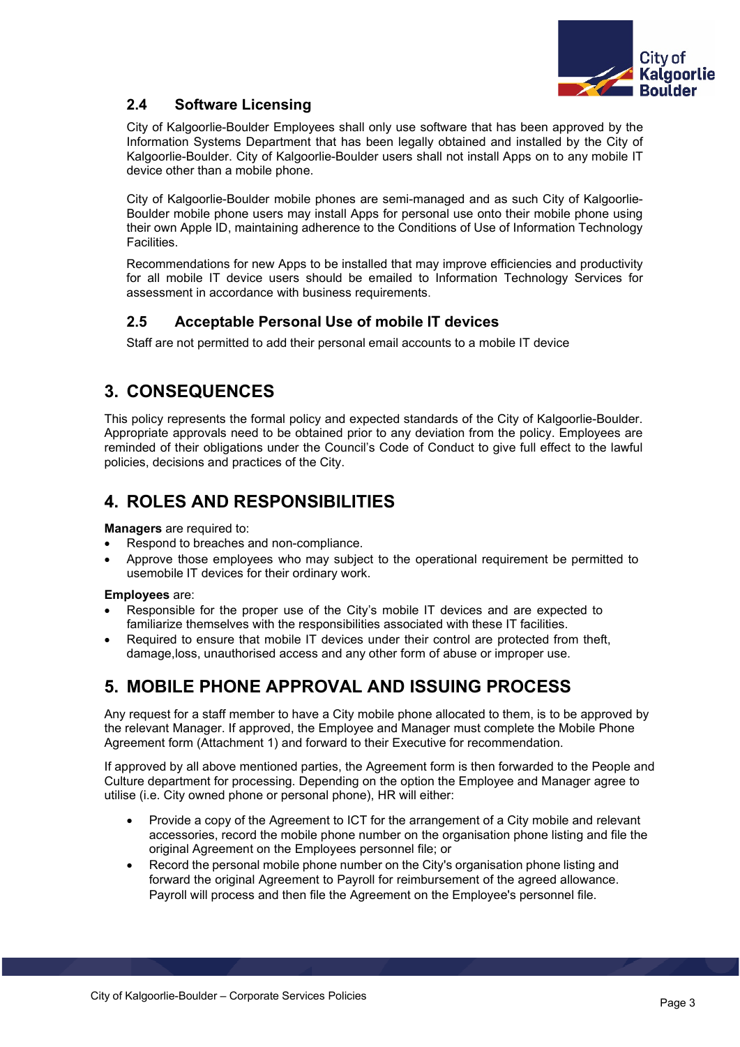### 2.4 Software Licensing

City of Kalgoorlie-Boulder Employees shall only use software that has been approved by the Information Systems Department that has been legally obtained and installed by the City of Kalgoorlie-Boulder. City of Kalgoorlie-Boulder users shall not install Apps on to any mobile IT device other than a mobile phone.

City of Kalgoorlie-Boulder mobile phones are semi-managed and as such City of Kalgoorlie-Boulder mobile phone users may install Apps for personal use onto their mobile phone using their own Apple ID, maintaining adherence to the Conditions of Use of Information Technology Facilities.

Recommendations for new Apps to be installed that may improve efficiencies and productivity for all mobile IT device users should be emailed to Information Technology Services for assessment in accordance with business requirements.

### 2.5 Acceptable Personal Use of mobile IT devices

Staff are not permitted to add their personal email accounts to a mobile IT device

## 3. CONSEQUENCES

This policy represents the formal policy and expected standards of the City of Kalgoorlie-Boulder. Appropriate approvals need to be obtained prior to any deviation from the policy. Employees are reminded of their obligations under the Council's Code of Conduct to give full effect to the lawful policies, decisions and practices of the City.

## 4. ROLES AND RESPONSIBILITIES

**Managers** are required to:

- Respond to breaches and non-compliance.
- Approve those employees who may subject to the operational requirement be permitted to usemobile IT devices for their ordinary work.

**Employees** are:

- Responsible for the proper use of the City's mobile IT devices and are expected to familiarize themselves with the responsibilities associated with these IT facilities.
- Required to ensure that mobile IT devices under their control are protected from theft, damage,loss, unauthorised access and any other form of abuse or improper use.

## 5. MOBILE PHONE APPROVAL AND ISSUING PROCESS

Any request for a staff member to have a City mobile phone allocated to them, is to be approved by the relevant Manager. If approved, the Employee and Manager must complete the Mobile Phone Agreement form (Attachment 1) and forward to their Executive for recommendation.

If approved by all above mentioned parties, the Agreement form is then forwarded to the People and Culture department for processing. Depending on the option the Employee and Manager agree to utilise (i.e. City owned phone or personal phone), HR will either:

- Provide a copy of the Agreement to ICT for the arrangement of a City mobile and relevant accessories, record the mobile phone number on the organisation phone listing and file the original Agreement on the Employees personnel file; or
- Record the personal mobile phone number on the City's organisation phone listing and forward the original Agreement to Payroll for reimbursement of the agreed allowance. Payroll will process and then file the Agreement on the Employee's personnel file.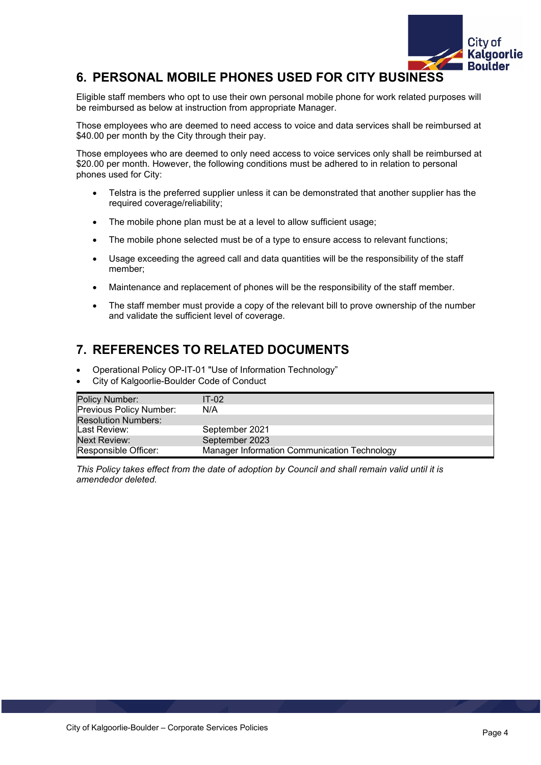## 6. PERSONAL MOBILE PHONES USED FOR CITY BUSINESS

Eligible staff members who opt to use their own personal mobile phone for work related purposes will be reimbursed as below at instruction from appropriate Manager.

Those employees who are deemed to need access to voice and data services shall be reimbursed at $40.00 per month by the City through their pay.

Those employees who are deemed to only need access to voice services only shall be reimbursed at $20.00 per month. However, the following conditions must be adhered to in relation to personal phones used for City:

- Telstra is the preferred supplier unless it can be demonstrated that another supplier has the required coverage/reliability;
- The mobile phone plan must be at a level to allow sufficient usage;
- The mobile phone selected must be of a type to ensure access to relevant functions;
- Usage exceeding the agreed call and data quantities will be the responsibility of the staff member;
- Maintenance and replacement of phones will be the responsibility of the staff member.
- The staff member must provide a copy of the relevant bill to prove ownership of the number and validate the sufficient level of coverage.

## 7. REFERENCES TO RELATED DOCUMENTS

- Operational Policy OP-IT-01 "Use of Information Technology"
- City of Kalgoorlie-Boulder Code of Conduct

| | |
|---|---|
| Policy Number: | IT-02 |
| Previous Policy Number: | N/A |
| Resolution Numbers: | |
| Last Review: | September 2021 |
| Next Review: | September 2023 |
| Responsible Officer: | Manager Information Communication Technology |

*This Policy takes effect from the date of adoption by Council and shall remain valid until it is amendedor deleted.*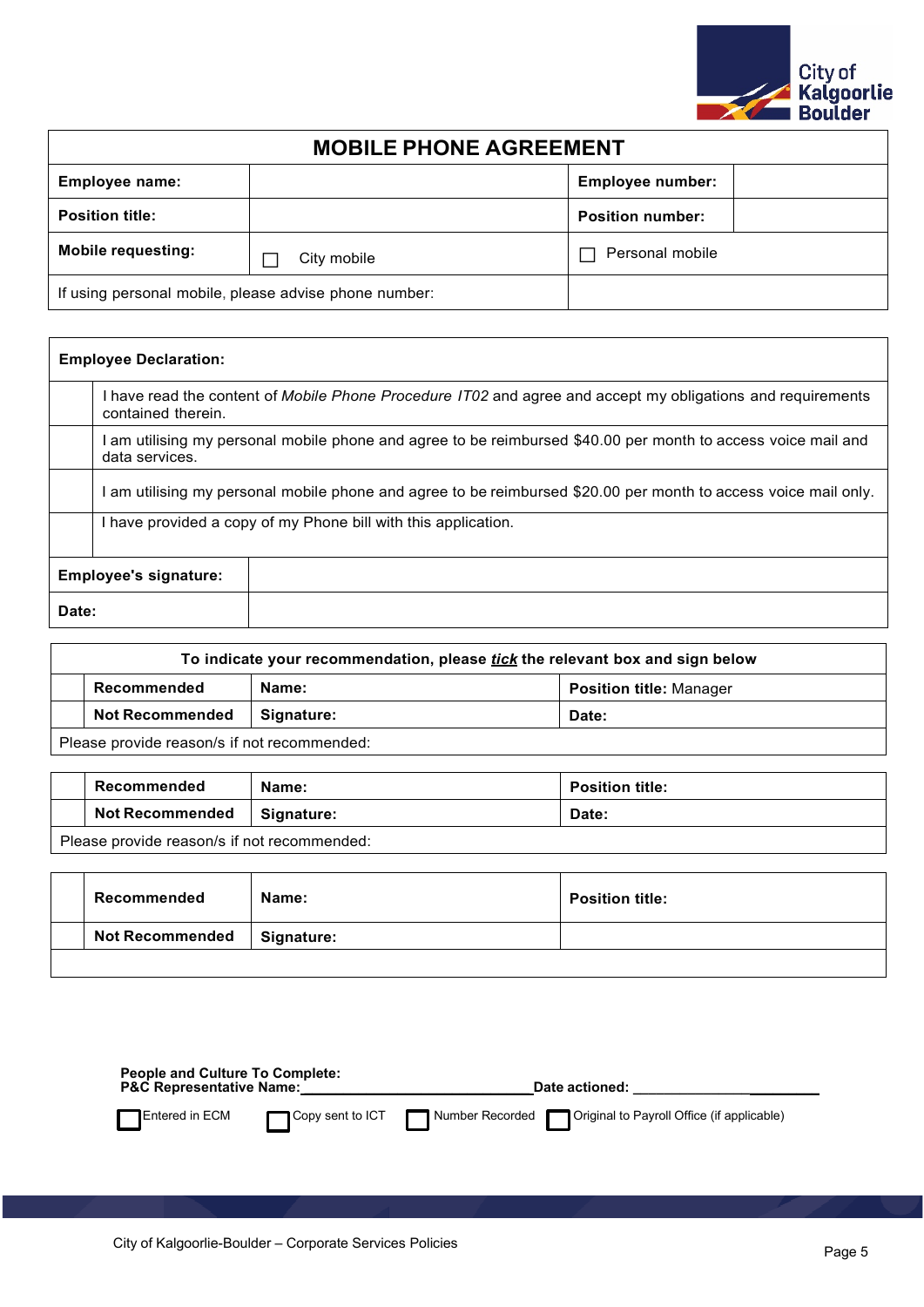# MOBILE PHONE AGREEMENT

| | | | |
|---|---|---|---|
| **Employee name:** | | **Employee number:** | |
| **Position title:** | | **Position number:** | |
| **Mobile requesting:** | ☐ City mobile | ☐ Personal mobile | |
| If using personal mobile, please advise phone number: | | | |

| **Employee Declaration:** | |
|---|---|
| | I have read the content of *Mobile Phone Procedure IT02* and agree and accept my obligations and requirements contained therein. |
| | I am utilising my personal mobile phone and agree to be reimbursed $40.00 per month to access voice mail and data services. |
| | I am utilising my personal mobile phone and agree to be reimbursed $20.00 per month to access voice mail only. |
| | I have provided a copy of my Phone bill with this application. |
| **Employee's signature:** | |
| **Date:** | |

**To indicate your recommendation, please *tick* the relevant box and sign below**

| | | | |
|---|---|---|---|
| | **Recommended** | **Name:** | **Position title:** Manager |
| | **Not Recommended** | **Signature:** | **Date:** |
| Please provide reason/s if not recommended: | | | |

| | | | |
|---|---|---|---|
| | **Recommended** | **Name:** | **Position title:** |
| | **Not Recommended** | **Signature:** | **Date:** |
| Please provide reason/s if not recommended: | | | |

| | | | |
|---|---|---|---|
| | **Recommended** | **Name:** | **Position title:** |
| | **Not Recommended** | **Signature:** | |

**People and Culture To Complete:**
**P&C Representative Name:**\_\_\_\_\_\_\_\_\_\_\_\_\_\_\_\_\_\_\_\_\_\_\_\_\_\_\_\_\_\_ **Date actioned:** \_\_\_\_\_\_\_\_\_\_\_\_\_\_\_\_\_\_\_\_\_\_\_\_

☐ Entered in ECM ☐ Copy sent to ICT ☐ Number Recorded ☐ Original to Payroll Office (if applicable)

City of Kalgoorlie-Boulder – Corporate Services Policies